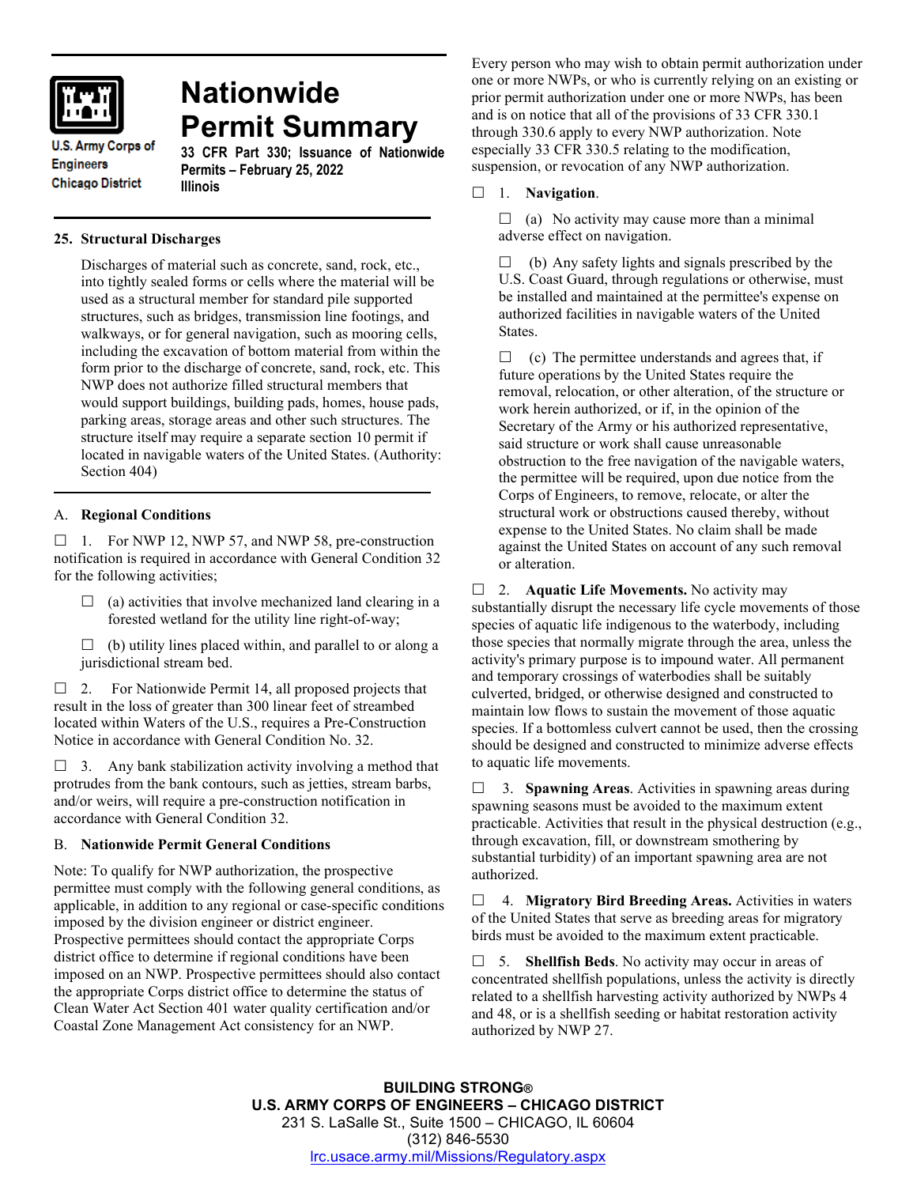# Nationwide Permit Summary

U.S. Army Corps of Engineers
Chicago District

**33 CFR Part 330; Issuance of Nationwide Permits – February 25, 2022**
**Illinois**

## 25. Structural Discharges

Discharges of material such as concrete, sand, rock, etc., into tightly sealed forms or cells where the material will be used as a structural member for standard pile supported structures, such as bridges, transmission line footings, and walkways, or for general navigation, such as mooring cells, including the excavation of bottom material from within the form prior to the discharge of concrete, sand, rock, etc. This NWP does not authorize filled structural members that would support buildings, building pads, homes, house pads, parking areas, storage areas and other such structures. The structure itself may require a separate section 10 permit if located in navigable waters of the United States. (Authority: Section 404)

## A. Regional Conditions

☐ 1. For NWP 12, NWP 57, and NWP 58, pre-construction notification is required in accordance with General Condition 32 for the following activities;

☐ (a) activities that involve mechanized land clearing in a forested wetland for the utility line right-of-way;

☐ (b) utility lines placed within, and parallel to or along a jurisdictional stream bed.

☐ 2. For Nationwide Permit 14, all proposed projects that result in the loss of greater than 300 linear feet of streambed located within Waters of the U.S., requires a Pre-Construction Notice in accordance with General Condition No. 32.

☐ 3. Any bank stabilization activity involving a method that protrudes from the bank contours, such as jetties, stream barbs, and/or weirs, will require a pre-construction notification in accordance with General Condition 32.

## B. Nationwide Permit General Conditions

Note: To qualify for NWP authorization, the prospective permittee must comply with the following general conditions, as applicable, in addition to any regional or case-specific conditions imposed by the division engineer or district engineer. Prospective permittees should contact the appropriate Corps district office to determine if regional conditions have been imposed on an NWP. Prospective permittees should also contact the appropriate Corps district office to determine the status of Clean Water Act Section 401 water quality certification and/or Coastal Zone Management Act consistency for an NWP.

Every person who may wish to obtain permit authorization under one or more NWPs, or who is currently relying on an existing or prior permit authorization under one or more NWPs, has been and is on notice that all of the provisions of 33 CFR 330.1 through 330.6 apply to every NWP authorization. Note especially 33 CFR 330.5 relating to the modification, suspension, or revocation of any NWP authorization.

☐ 1. **Navigation**.

☐ (a) No activity may cause more than a minimal adverse effect on navigation.

☐ (b) Any safety lights and signals prescribed by the U.S. Coast Guard, through regulations or otherwise, must be installed and maintained at the permittee's expense on authorized facilities in navigable waters of the United States.

☐ (c) The permittee understands and agrees that, if future operations by the United States require the removal, relocation, or other alteration, of the structure or work herein authorized, or if, in the opinion of the Secretary of the Army or his authorized representative, said structure or work shall cause unreasonable obstruction to the free navigation of the navigable waters, the permittee will be required, upon due notice from the Corps of Engineers, to remove, relocate, or alter the structural work or obstructions caused thereby, without expense to the United States. No claim shall be made against the United States on account of any such removal or alteration.

☐ 2. **Aquatic Life Movements.** No activity may substantially disrupt the necessary life cycle movements of those species of aquatic life indigenous to the waterbody, including those species that normally migrate through the area, unless the activity's primary purpose is to impound water. All permanent and temporary crossings of waterbodies shall be suitably culverted, bridged, or otherwise designed and constructed to maintain low flows to sustain the movement of those aquatic species. If a bottomless culvert cannot be used, then the crossing should be designed and constructed to minimize adverse effects to aquatic life movements.

☐ 3. **Spawning Areas**. Activities in spawning areas during spawning seasons must be avoided to the maximum extent practicable. Activities that result in the physical destruction (e.g., through excavation, fill, or downstream smothering by substantial turbidity) of an important spawning area are not authorized.

☐ 4. **Migratory Bird Breeding Areas.** Activities in waters of the United States that serve as breeding areas for migratory birds must be avoided to the maximum extent practicable.

☐ 5. **Shellfish Beds**. No activity may occur in areas of concentrated shellfish populations, unless the activity is directly related to a shellfish harvesting activity authorized by NWPs 4 and 48, or is a shellfish seeding or habitat restoration activity authorized by NWP 27.

**BUILDING STRONG®**
**U.S. ARMY CORPS OF ENGINEERS – CHICAGO DISTRICT**
231 S. LaSalle St., Suite 1500 – CHICAGO, IL 60604
(312) 846-5530
lrc.usace.army.mil/Missions/Regulatory.aspx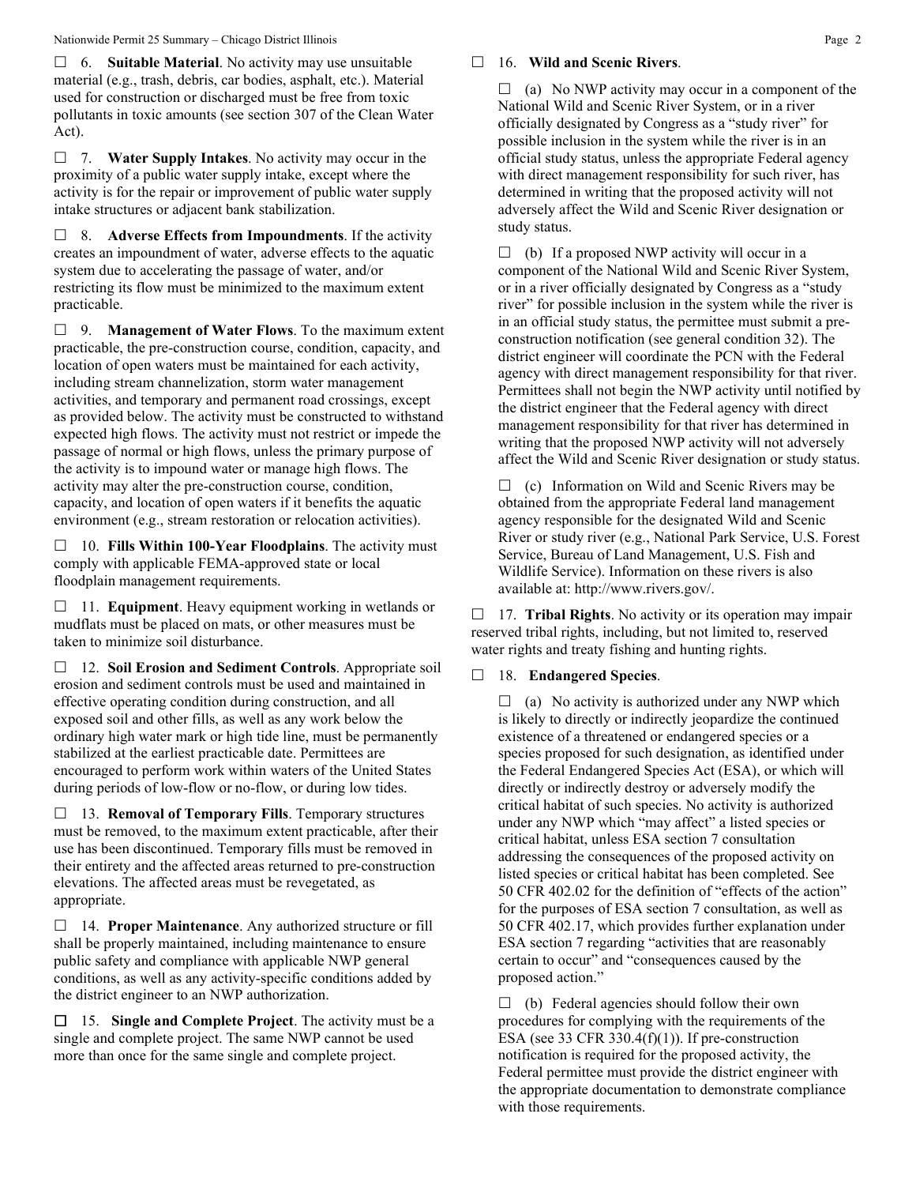☐ 6. **Suitable Material**. No activity may use unsuitable material (e.g., trash, debris, car bodies, asphalt, etc.). Material used for construction or discharged must be free from toxic pollutants in toxic amounts (see section 307 of the Clean Water Act).

☐ 7. **Water Supply Intakes**. No activity may occur in the proximity of a public water supply intake, except where the activity is for the repair or improvement of public water supply intake structures or adjacent bank stabilization.

☐ 8. **Adverse Effects from Impoundments**. If the activity creates an impoundment of water, adverse effects to the aquatic system due to accelerating the passage of water, and/or restricting its flow must be minimized to the maximum extent practicable.

☐ 9. **Management of Water Flows**. To the maximum extent practicable, the pre-construction course, condition, capacity, and location of open waters must be maintained for each activity, including stream channelization, storm water management activities, and temporary and permanent road crossings, except as provided below. The activity must be constructed to withstand expected high flows. The activity must not restrict or impede the passage of normal or high flows, unless the primary purpose of the activity is to impound water or manage high flows. The activity may alter the pre-construction course, condition, capacity, and location of open waters if it benefits the aquatic environment (e.g., stream restoration or relocation activities).

☐ 10. **Fills Within 100-Year Floodplains**. The activity must comply with applicable FEMA-approved state or local floodplain management requirements.

☐ 11. **Equipment**. Heavy equipment working in wetlands or mudflats must be placed on mats, or other measures must be taken to minimize soil disturbance.

☐ 12. **Soil Erosion and Sediment Controls**. Appropriate soil erosion and sediment controls must be used and maintained in effective operating condition during construction, and all exposed soil and other fills, as well as any work below the ordinary high water mark or high tide line, must be permanently stabilized at the earliest practicable date. Permittees are encouraged to perform work within waters of the United States during periods of low-flow or no-flow, or during low tides.

☐ 13. **Removal of Temporary Fills**. Temporary structures must be removed, to the maximum extent practicable, after their use has been discontinued. Temporary fills must be removed in their entirety and the affected areas returned to pre-construction elevations. The affected areas must be revegetated, as appropriate.

☐ 14. **Proper Maintenance**. Any authorized structure or fill shall be properly maintained, including maintenance to ensure public safety and compliance with applicable NWP general conditions, as well as any activity-specific conditions added by the district engineer to an NWP authorization.

☐ 15. **Single and Complete Project**. The activity must be a single and complete project. The same NWP cannot be used more than once for the same single and complete project.

☐ 16. **Wild and Scenic Rivers**.

☐ (a) No NWP activity may occur in a component of the National Wild and Scenic River System, or in a river officially designated by Congress as a "study river" for possible inclusion in the system while the river is in an official study status, unless the appropriate Federal agency with direct management responsibility for such river, has determined in writing that the proposed activity will not adversely affect the Wild and Scenic River designation or study status.

☐ (b) If a proposed NWP activity will occur in a component of the National Wild and Scenic River System, or in a river officially designated by Congress as a "study river" for possible inclusion in the system while the river is in an official study status, the permittee must submit a pre-construction notification (see general condition 32). The district engineer will coordinate the PCN with the Federal agency with direct management responsibility for that river. Permittees shall not begin the NWP activity until notified by the district engineer that the Federal agency with direct management responsibility for that river has determined in writing that the proposed NWP activity will not adversely affect the Wild and Scenic River designation or study status.

☐ (c) Information on Wild and Scenic Rivers may be obtained from the appropriate Federal land management agency responsible for the designated Wild and Scenic River or study river (e.g., National Park Service, U.S. Forest Service, Bureau of Land Management, U.S. Fish and Wildlife Service). Information on these rivers is also available at: http://www.rivers.gov/.

☐ 17. **Tribal Rights**. No activity or its operation may impair reserved tribal rights, including, but not limited to, reserved water rights and treaty fishing and hunting rights.

☐ 18. **Endangered Species**.

☐ (a) No activity is authorized under any NWP which is likely to directly or indirectly jeopardize the continued existence of a threatened or endangered species or a species proposed for such designation, as identified under the Federal Endangered Species Act (ESA), or which will directly or indirectly destroy or adversely modify the critical habitat of such species. No activity is authorized under any NWP which "may affect" a listed species or critical habitat, unless ESA section 7 consultation addressing the consequences of the proposed activity on listed species or critical habitat has been completed. See 50 CFR 402.02 for the definition of "effects of the action" for the purposes of ESA section 7 consultation, as well as 50 CFR 402.17, which provides further explanation under ESA section 7 regarding "activities that are reasonably certain to occur" and "consequences caused by the proposed action."

☐ (b) Federal agencies should follow their own procedures for complying with the requirements of the ESA (see 33 CFR 330.4(f)(1)). If pre-construction notification is required for the proposed activity, the Federal permittee must provide the district engineer with the appropriate documentation to demonstrate compliance with those requirements.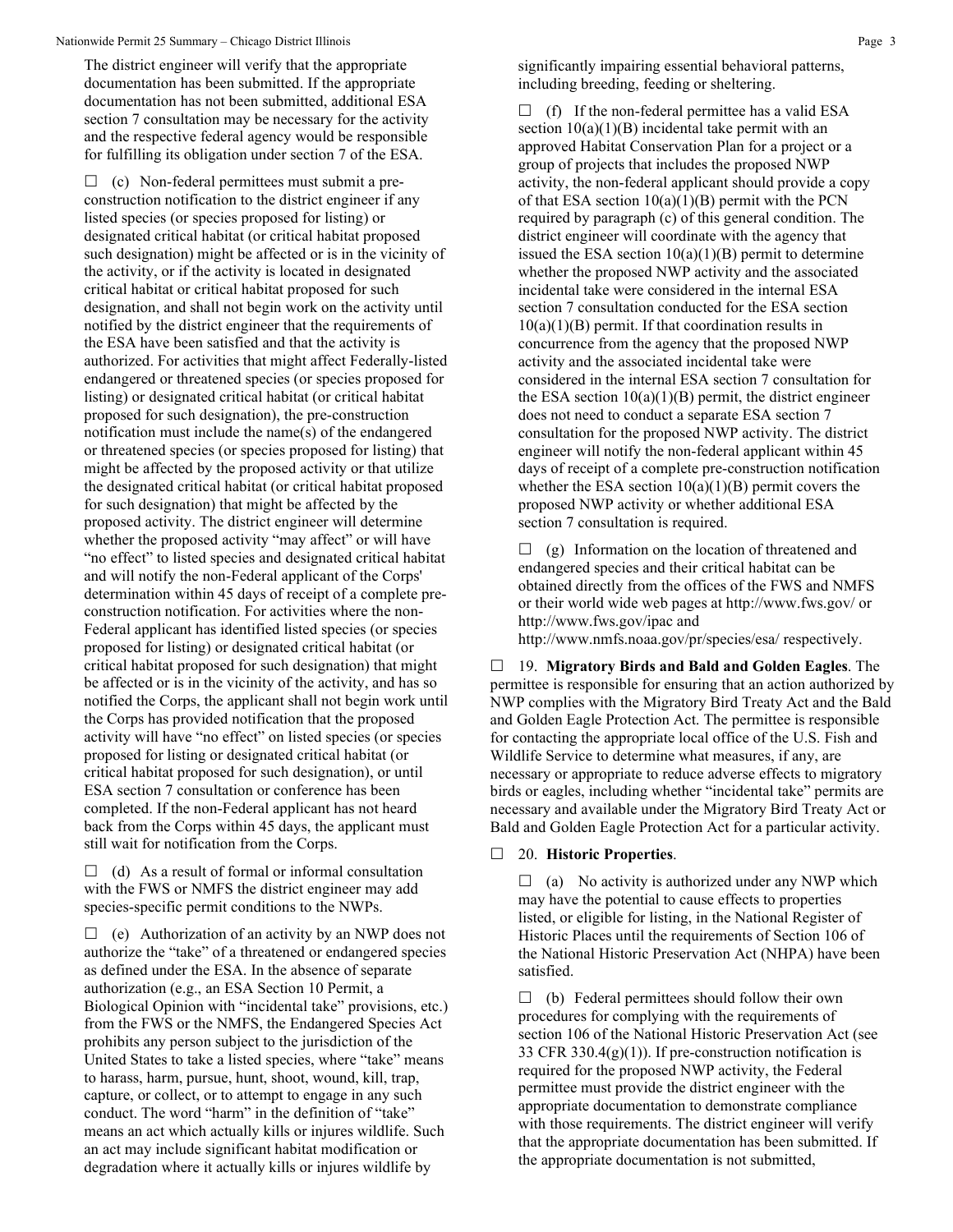The district engineer will verify that the appropriate documentation has been submitted. If the appropriate documentation has not been submitted, additional ESA section 7 consultation may be necessary for the activity and the respective federal agency would be responsible for fulfilling its obligation under section 7 of the ESA.

☐ (c) Non-federal permittees must submit a pre-construction notification to the district engineer if any listed species (or species proposed for listing) or designated critical habitat (or critical habitat proposed such designation) might be affected or is in the vicinity of the activity, or if the activity is located in designated critical habitat or critical habitat proposed for such designation, and shall not begin work on the activity until notified by the district engineer that the requirements of the ESA have been satisfied and that the activity is authorized. For activities that might affect Federally-listed endangered or threatened species (or species proposed for listing) or designated critical habitat (or critical habitat proposed for such designation), the pre-construction notification must include the name(s) of the endangered or threatened species (or species proposed for listing) that might be affected by the proposed activity or that utilize the designated critical habitat (or critical habitat proposed for such designation) that might be affected by the proposed activity. The district engineer will determine whether the proposed activity "may affect" or will have "no effect" to listed species and designated critical habitat and will notify the non-Federal applicant of the Corps' determination within 45 days of receipt of a complete pre-construction notification. For activities where the non-Federal applicant has identified listed species (or species proposed for listing) or designated critical habitat (or critical habitat proposed for such designation) that might be affected or is in the vicinity of the activity, and has so notified the Corps, the applicant shall not begin work until the Corps has provided notification that the proposed activity will have "no effect" on listed species (or species proposed for listing or designated critical habitat (or critical habitat proposed for such designation), or until ESA section 7 consultation or conference has been completed. If the non-Federal applicant has not heard back from the Corps within 45 days, the applicant must still wait for notification from the Corps.

☐ (d) As a result of formal or informal consultation with the FWS or NMFS the district engineer may add species-specific permit conditions to the NWPs.

☐ (e) Authorization of an activity by an NWP does not authorize the "take" of a threatened or endangered species as defined under the ESA. In the absence of separate authorization (e.g., an ESA Section 10 Permit, a Biological Opinion with "incidental take" provisions, etc.) from the FWS or the NMFS, the Endangered Species Act prohibits any person subject to the jurisdiction of the United States to take a listed species, where "take" means to harass, harm, pursue, hunt, shoot, wound, kill, trap, capture, or collect, or to attempt to engage in any such conduct. The word "harm" in the definition of "take" means an act which actually kills or injures wildlife. Such an act may include significant habitat modification or degradation where it actually kills or injures wildlife by significantly impairing essential behavioral patterns, including breeding, feeding or sheltering.

☐ (f) If the non-federal permittee has a valid ESA section 10(a)(1)(B) incidental take permit with an approved Habitat Conservation Plan for a project or a group of projects that includes the proposed NWP activity, the non-federal applicant should provide a copy of that ESA section 10(a)(1)(B) permit with the PCN required by paragraph (c) of this general condition. The district engineer will coordinate with the agency that issued the ESA section 10(a)(1)(B) permit to determine whether the proposed NWP activity and the associated incidental take were considered in the internal ESA section 7 consultation conducted for the ESA section 10(a)(1)(B) permit. If that coordination results in concurrence from the agency that the proposed NWP activity and the associated incidental take were considered in the internal ESA section 7 consultation for the ESA section 10(a)(1)(B) permit, the district engineer does not need to conduct a separate ESA section 7 consultation for the proposed NWP activity. The district engineer will notify the non-federal applicant within 45 days of receipt of a complete pre-construction notification whether the ESA section 10(a)(1)(B) permit covers the proposed NWP activity or whether additional ESA section 7 consultation is required.

☐ (g) Information on the location of threatened and endangered species and their critical habitat can be obtained directly from the offices of the FWS and NMFS or their world wide web pages at http://www.fws.gov/ or http://www.fws.gov/ipac and http://www.nmfs.noaa.gov/pr/species/esa/ respectively.

☐ 19. **Migratory Birds and Bald and Golden Eagles**. The permittee is responsible for ensuring that an action authorized by NWP complies with the Migratory Bird Treaty Act and the Bald and Golden Eagle Protection Act. The permittee is responsible for contacting the appropriate local office of the U.S. Fish and Wildlife Service to determine what measures, if any, are necessary or appropriate to reduce adverse effects to migratory birds or eagles, including whether "incidental take" permits are necessary and available under the Migratory Bird Treaty Act or Bald and Golden Eagle Protection Act for a particular activity.

☐ 20. **Historic Properties**.

☐ (a) No activity is authorized under any NWP which may have the potential to cause effects to properties listed, or eligible for listing, in the National Register of Historic Places until the requirements of Section 106 of the National Historic Preservation Act (NHPA) have been satisfied.

☐ (b) Federal permittees should follow their own procedures for complying with the requirements of section 106 of the National Historic Preservation Act (see 33 CFR 330.4(g)(1)). If pre-construction notification is required for the proposed NWP activity, the Federal permittee must provide the district engineer with the appropriate documentation to demonstrate compliance with those requirements. The district engineer will verify that the appropriate documentation has been submitted. If the appropriate documentation is not submitted,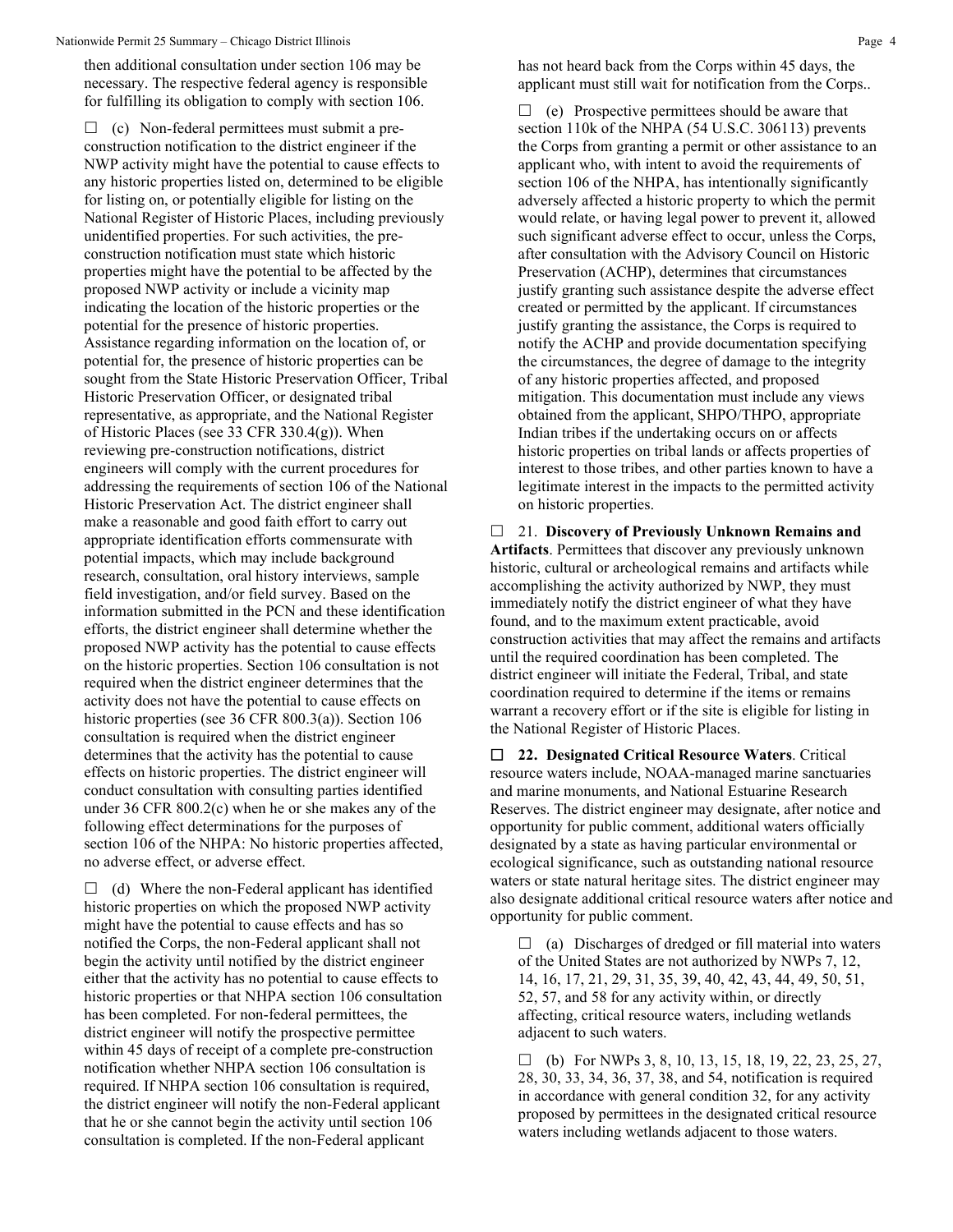then additional consultation under section 106 may be necessary. The respective federal agency is responsible for fulfilling its obligation to comply with section 106.

☐ (c) Non-federal permittees must submit a pre-construction notification to the district engineer if the NWP activity might have the potential to cause effects to any historic properties listed on, determined to be eligible for listing on, or potentially eligible for listing on the National Register of Historic Places, including previously unidentified properties. For such activities, the pre-construction notification must state which historic properties might have the potential to be affected by the proposed NWP activity or include a vicinity map indicating the location of the historic properties or the potential for the presence of historic properties. Assistance regarding information on the location of, or potential for, the presence of historic properties can be sought from the State Historic Preservation Officer, Tribal Historic Preservation Officer, or designated tribal representative, as appropriate, and the National Register of Historic Places (see 33 CFR 330.4(g)). When reviewing pre-construction notifications, district engineers will comply with the current procedures for addressing the requirements of section 106 of the National Historic Preservation Act. The district engineer shall make a reasonable and good faith effort to carry out appropriate identification efforts commensurate with potential impacts, which may include background research, consultation, oral history interviews, sample field investigation, and/or field survey. Based on the information submitted in the PCN and these identification efforts, the district engineer shall determine whether the proposed NWP activity has the potential to cause effects on the historic properties. Section 106 consultation is not required when the district engineer determines that the activity does not have the potential to cause effects on historic properties (see 36 CFR 800.3(a)). Section 106 consultation is required when the district engineer determines that the activity has the potential to cause effects on historic properties. The district engineer will conduct consultation with consulting parties identified under 36 CFR 800.2(c) when he or she makes any of the following effect determinations for the purposes of section 106 of the NHPA: No historic properties affected, no adverse effect, or adverse effect.

☐ (d) Where the non-Federal applicant has identified historic properties on which the proposed NWP activity might have the potential to cause effects and has so notified the Corps, the non-Federal applicant shall not begin the activity until notified by the district engineer either that the activity has no potential to cause effects to historic properties or that NHPA section 106 consultation has been completed. For non-federal permittees, the district engineer will notify the prospective permittee within 45 days of receipt of a complete pre-construction notification whether NHPA section 106 consultation is required. If NHPA section 106 consultation is required, the district engineer will notify the non-Federal applicant that he or she cannot begin the activity until section 106 consultation is completed. If the non-Federal applicant has not heard back from the Corps within 45 days, the applicant must still wait for notification from the Corps..

☐ (e) Prospective permittees should be aware that section 110k of the NHPA (54 U.S.C. 306113) prevents the Corps from granting a permit or other assistance to an applicant who, with intent to avoid the requirements of section 106 of the NHPA, has intentionally significantly adversely affected a historic property to which the permit would relate, or having legal power to prevent it, allowed such significant adverse effect to occur, unless the Corps, after consultation with the Advisory Council on Historic Preservation (ACHP), determines that circumstances justify granting such assistance despite the adverse effect created or permitted by the applicant. If circumstances justify granting the assistance, the Corps is required to notify the ACHP and provide documentation specifying the circumstances, the degree of damage to the integrity of any historic properties affected, and proposed mitigation. This documentation must include any views obtained from the applicant, SHPO/THPO, appropriate Indian tribes if the undertaking occurs on or affects historic properties on tribal lands or affects properties of interest to those tribes, and other parties known to have a legitimate interest in the impacts to the permitted activity on historic properties.

☐ 21. **Discovery of Previously Unknown Remains and Artifacts**. Permittees that discover any previously unknown historic, cultural or archeological remains and artifacts while accomplishing the activity authorized by NWP, they must immediately notify the district engineer of what they have found, and to the maximum extent practicable, avoid construction activities that may affect the remains and artifacts until the required coordination has been completed. The district engineer will initiate the Federal, Tribal, and state coordination required to determine if the items or remains warrant a recovery effort or if the site is eligible for listing in the National Register of Historic Places.

☐ **22. Designated Critical Resource Waters**. Critical resource waters include, NOAA-managed marine sanctuaries and marine monuments, and National Estuarine Research Reserves. The district engineer may designate, after notice and opportunity for public comment, additional waters officially designated by a state as having particular environmental or ecological significance, such as outstanding national resource waters or state natural heritage sites. The district engineer may also designate additional critical resource waters after notice and opportunity for public comment.

☐ (a) Discharges of dredged or fill material into waters of the United States are not authorized by NWPs 7, 12, 14, 16, 17, 21, 29, 31, 35, 39, 40, 42, 43, 44, 49, 50, 51, 52, 57, and 58 for any activity within, or directly affecting, critical resource waters, including wetlands adjacent to such waters.

☐ (b) For NWPs 3, 8, 10, 13, 15, 18, 19, 22, 23, 25, 27, 28, 30, 33, 34, 36, 37, 38, and 54, notification is required in accordance with general condition 32, for any activity proposed by permittees in the designated critical resource waters including wetlands adjacent to those waters.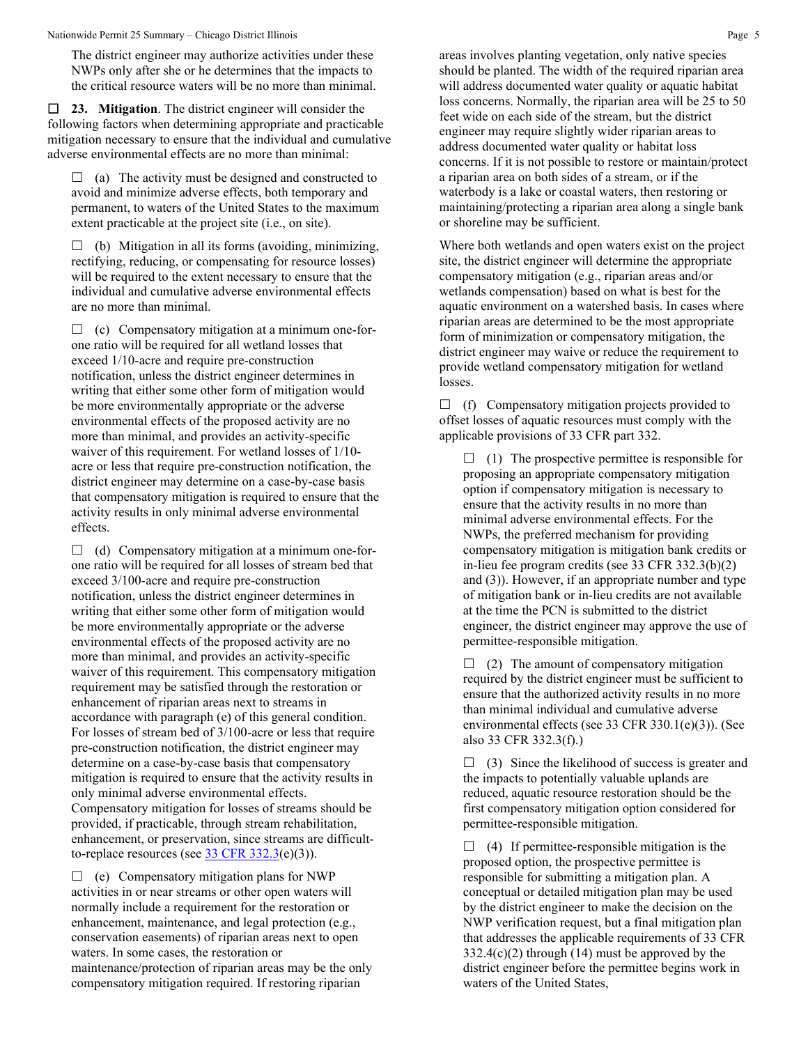The district engineer may authorize activities under these NWPs only after she or he determines that the impacts to the critical resource waters will be no more than minimal.

☐ **23. Mitigation**. The district engineer will consider the following factors when determining appropriate and practicable mitigation necessary to ensure that the individual and cumulative adverse environmental effects are no more than minimal:

☐ (a) The activity must be designed and constructed to avoid and minimize adverse effects, both temporary and permanent, to waters of the United States to the maximum extent practicable at the project site (i.e., on site).

☐ (b) Mitigation in all its forms (avoiding, minimizing, rectifying, reducing, or compensating for resource losses) will be required to the extent necessary to ensure that the individual and cumulative adverse environmental effects are no more than minimal.

☐ (c) Compensatory mitigation at a minimum one-for-one ratio will be required for all wetland losses that exceed 1/10-acre and require pre-construction notification, unless the district engineer determines in writing that either some other form of mitigation would be more environmentally appropriate or the adverse environmental effects of the proposed activity are no more than minimal, and provides an activity-specific waiver of this requirement. For wetland losses of 1/10-acre or less that require pre-construction notification, the district engineer may determine on a case-by-case basis that compensatory mitigation is required to ensure that the activity results in only minimal adverse environmental effects.

☐ (d) Compensatory mitigation at a minimum one-for-one ratio will be required for all losses of stream bed that exceed 3/100-acre and require pre-construction notification, unless the district engineer determines in writing that either some other form of mitigation would be more environmentally appropriate or the adverse environmental effects of the proposed activity are no more than minimal, and provides an activity-specific waiver of this requirement. This compensatory mitigation requirement may be satisfied through the restoration or enhancement of riparian areas next to streams in accordance with paragraph (e) of this general condition. For losses of stream bed of 3/100-acre or less that require pre-construction notification, the district engineer may determine on a case-by-case basis that compensatory mitigation is required to ensure that the activity results in only minimal adverse environmental effects. Compensatory mitigation for losses of streams should be provided, if practicable, through stream rehabilitation, enhancement, or preservation, since streams are difficult-to-replace resources (see 33 CFR 332.3(e)(3)).

☐ (e) Compensatory mitigation plans for NWP activities in or near streams or other open waters will normally include a requirement for the restoration or enhancement, maintenance, and legal protection (e.g., conservation easements) of riparian areas next to open waters. In some cases, the restoration or maintenance/protection of riparian areas may be the only compensatory mitigation required. If restoring riparian areas involves planting vegetation, only native species should be planted. The width of the required riparian area will address documented water quality or aquatic habitat loss concerns. Normally, the riparian area will be 25 to 50 feet wide on each side of the stream, but the district engineer may require slightly wider riparian areas to address documented water quality or habitat loss concerns. If it is not possible to restore or maintain/protect a riparian area on both sides of a stream, or if the waterbody is a lake or coastal waters, then restoring or maintaining/protecting a riparian area along a single bank or shoreline may be sufficient.

Where both wetlands and open waters exist on the project site, the district engineer will determine the appropriate compensatory mitigation (e.g., riparian areas and/or wetlands compensation) based on what is best for the aquatic environment on a watershed basis. In cases where riparian areas are determined to be the most appropriate form of minimization or compensatory mitigation, the district engineer may waive or reduce the requirement to provide wetland compensatory mitigation for wetland losses.

☐ (f) Compensatory mitigation projects provided to offset losses of aquatic resources must comply with the applicable provisions of 33 CFR part 332.

☐ (1) The prospective permittee is responsible for proposing an appropriate compensatory mitigation option if compensatory mitigation is necessary to ensure that the activity results in no more than minimal adverse environmental effects. For the NWPs, the preferred mechanism for providing compensatory mitigation is mitigation bank credits or in-lieu fee program credits (see 33 CFR 332.3(b)(2) and (3)). However, if an appropriate number and type of mitigation bank or in-lieu credits are not available at the time the PCN is submitted to the district engineer, the district engineer may approve the use of permittee-responsible mitigation.

☐ (2) The amount of compensatory mitigation required by the district engineer must be sufficient to ensure that the authorized activity results in no more than minimal individual and cumulative adverse environmental effects (see 33 CFR 330.1(e)(3)). (See also 33 CFR 332.3(f).)

☐ (3) Since the likelihood of success is greater and the impacts to potentially valuable uplands are reduced, aquatic resource restoration should be the first compensatory mitigation option considered for permittee-responsible mitigation.

☐ (4) If permittee-responsible mitigation is the proposed option, the prospective permittee is responsible for submitting a mitigation plan. A conceptual or detailed mitigation plan may be used by the district engineer to make the decision on the NWP verification request, but a final mitigation plan that addresses the applicable requirements of 33 CFR 332.4(c)(2) through (14) must be approved by the district engineer before the permittee begins work in waters of the United States,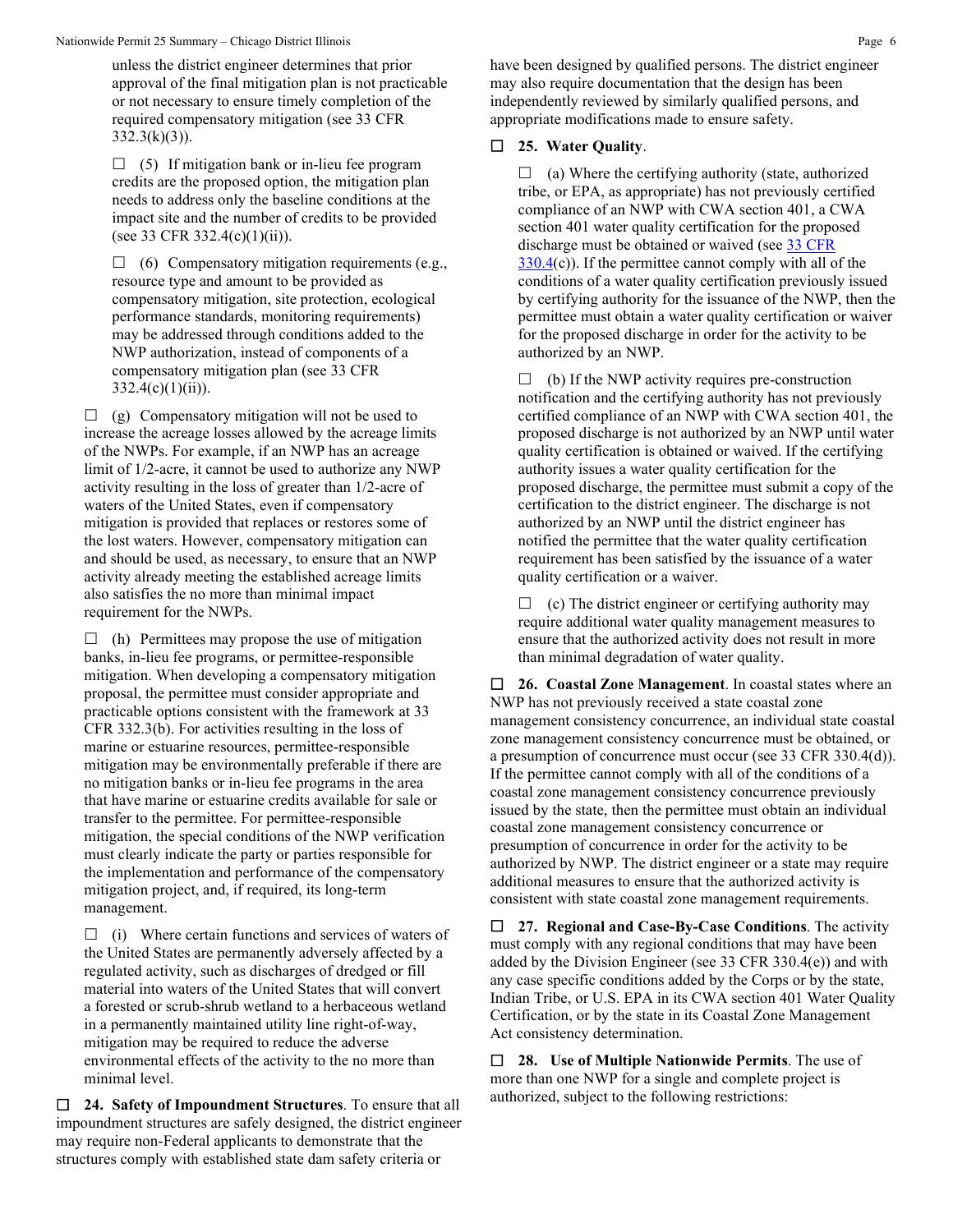unless the district engineer determines that prior approval of the final mitigation plan is not practicable or not necessary to ensure timely completion of the required compensatory mitigation (see 33 CFR 332.3(k)(3)).

☐ (5) If mitigation bank or in-lieu fee program credits are the proposed option, the mitigation plan needs to address only the baseline conditions at the impact site and the number of credits to be provided (see 33 CFR 332.4(c)(1)(ii)).

☐ (6) Compensatory mitigation requirements (e.g., resource type and amount to be provided as compensatory mitigation, site protection, ecological performance standards, monitoring requirements) may be addressed through conditions added to the NWP authorization, instead of components of a compensatory mitigation plan (see 33 CFR 332.4(c)(1)(ii)).

☐ (g) Compensatory mitigation will not be used to increase the acreage losses allowed by the acreage limits of the NWPs. For example, if an NWP has an acreage limit of 1/2-acre, it cannot be used to authorize any NWP activity resulting in the loss of greater than 1/2-acre of waters of the United States, even if compensatory mitigation is provided that replaces or restores some of the lost waters. However, compensatory mitigation can and should be used, as necessary, to ensure that an NWP activity already meeting the established acreage limits also satisfies the no more than minimal impact requirement for the NWPs.

☐ (h) Permittees may propose the use of mitigation banks, in-lieu fee programs, or permittee-responsible mitigation. When developing a compensatory mitigation proposal, the permittee must consider appropriate and practicable options consistent with the framework at 33 CFR 332.3(b). For activities resulting in the loss of marine or estuarine resources, permittee-responsible mitigation may be environmentally preferable if there are no mitigation banks or in-lieu fee programs in the area that have marine or estuarine credits available for sale or transfer to the permittee. For permittee-responsible mitigation, the special conditions of the NWP verification must clearly indicate the party or parties responsible for the implementation and performance of the compensatory mitigation project, and, if required, its long-term management.

☐ (i) Where certain functions and services of waters of the United States are permanently adversely affected by a regulated activity, such as discharges of dredged or fill material into waters of the United States that will convert a forested or scrub-shrub wetland to a herbaceous wetland in a permanently maintained utility line right-of-way, mitigation may be required to reduce the adverse environmental effects of the activity to the no more than minimal level.

☐ **24. Safety of Impoundment Structures**. To ensure that all impoundment structures are safely designed, the district engineer may require non-Federal applicants to demonstrate that the structures comply with established state dam safety criteria or have been designed by qualified persons. The district engineer may also require documentation that the design has been independently reviewed by similarly qualified persons, and appropriate modifications made to ensure safety.

☐ **25. Water Quality**.

☐ (a) Where the certifying authority (state, authorized tribe, or EPA, as appropriate) has not previously certified compliance of an NWP with CWA section 401, a CWA section 401 water quality certification for the proposed discharge must be obtained or waived (see 33 CFR 330.4(c)). If the permittee cannot comply with all of the conditions of a water quality certification previously issued by certifying authority for the issuance of the NWP, then the permittee must obtain a water quality certification or waiver for the proposed discharge in order for the activity to be authorized by an NWP.

☐ (b) If the NWP activity requires pre-construction notification and the certifying authority has not previously certified compliance of an NWP with CWA section 401, the proposed discharge is not authorized by an NWP until water quality certification is obtained or waived. If the certifying authority issues a water quality certification for the proposed discharge, the permittee must submit a copy of the certification to the district engineer. The discharge is not authorized by an NWP until the district engineer has notified the permittee that the water quality certification requirement has been satisfied by the issuance of a water quality certification or a waiver.

☐ (c) The district engineer or certifying authority may require additional water quality management measures to ensure that the authorized activity does not result in more than minimal degradation of water quality.

☐ **26. Coastal Zone Management**. In coastal states where an NWP has not previously received a state coastal zone management consistency concurrence, an individual state coastal zone management consistency concurrence must be obtained, or a presumption of concurrence must occur (see 33 CFR 330.4(d)). If the permittee cannot comply with all of the conditions of a coastal zone management consistency concurrence previously issued by the state, then the permittee must obtain an individual coastal zone management consistency concurrence or presumption of concurrence in order for the activity to be authorized by NWP. The district engineer or a state may require additional measures to ensure that the authorized activity is consistent with state coastal zone management requirements.

☐ **27. Regional and Case-By-Case Conditions**. The activity must comply with any regional conditions that may have been added by the Division Engineer (see 33 CFR 330.4(e)) and with any case specific conditions added by the Corps or by the state, Indian Tribe, or U.S. EPA in its CWA section 401 Water Quality Certification, or by the state in its Coastal Zone Management Act consistency determination.

☐ **28. Use of Multiple Nationwide Permits**. The use of more than one NWP for a single and complete project is authorized, subject to the following restrictions: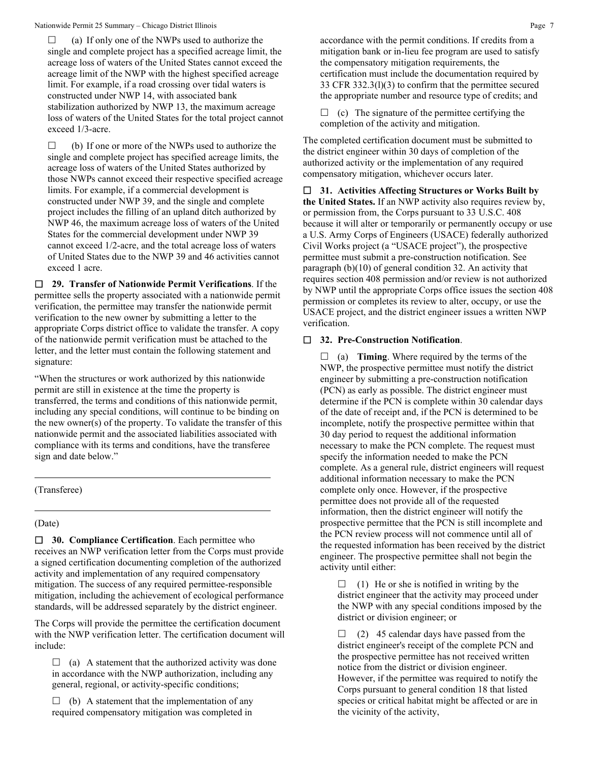☐ (a) If only one of the NWPs used to authorize the single and complete project has a specified acreage limit, the acreage loss of waters of the United States cannot exceed the acreage limit of the NWP with the highest specified acreage limit. For example, if a road crossing over tidal waters is constructed under NWP 14, with associated bank stabilization authorized by NWP 13, the maximum acreage loss of waters of the United States for the total project cannot exceed 1/3-acre.

☐ (b) If one or more of the NWPs used to authorize the single and complete project has specified acreage limits, the acreage loss of waters of the United States authorized by those NWPs cannot exceed their respective specified acreage limits. For example, if a commercial development is constructed under NWP 39, and the single and complete project includes the filling of an upland ditch authorized by NWP 46, the maximum acreage loss of waters of the United States for the commercial development under NWP 39 cannot exceed 1/2-acre, and the total acreage loss of waters of United States due to the NWP 39 and 46 activities cannot exceed 1 acre.

☐ **29. Transfer of Nationwide Permit Verifications**. If the permittee sells the property associated with a nationwide permit verification, the permittee may transfer the nationwide permit verification to the new owner by submitting a letter to the appropriate Corps district office to validate the transfer. A copy of the nationwide permit verification must be attached to the letter, and the letter must contain the following statement and signature:

"When the structures or work authorized by this nationwide permit are still in existence at the time the property is transferred, the terms and conditions of this nationwide permit, including any special conditions, will continue to be binding on the new owner(s) of the property. To validate the transfer of this nationwide permit and the associated liabilities associated with compliance with its terms and conditions, have the transferee sign and date below."

\_\_\_\_\_\_\_\_\_\_\_\_\_\_\_\_\_\_\_\_\_\_\_\_\_\_\_\_\_\_\_\_\_\_\_\_\_\_\_\_\_\_\_\_\_

(Transferee)

\_\_\_\_\_\_\_\_\_\_\_\_\_\_\_\_\_\_\_\_\_\_\_\_\_\_\_\_\_\_\_\_\_\_\_\_\_\_\_\_\_\_\_\_\_

(Date)

☐ **30. Compliance Certification**. Each permittee who receives an NWP verification letter from the Corps must provide a signed certification documenting completion of the authorized activity and implementation of any required compensatory mitigation. The success of any required permittee-responsible mitigation, including the achievement of ecological performance standards, will be addressed separately by the district engineer.

The Corps will provide the permittee the certification document with the NWP verification letter. The certification document will include:

☐ (a) A statement that the authorized activity was done in accordance with the NWP authorization, including any general, regional, or activity-specific conditions;

☐ (b) A statement that the implementation of any required compensatory mitigation was completed in accordance with the permit conditions. If credits from a mitigation bank or in-lieu fee program are used to satisfy the compensatory mitigation requirements, the certification must include the documentation required by 33 CFR 332.3(l)(3) to confirm that the permittee secured the appropriate number and resource type of credits; and

☐ (c) The signature of the permittee certifying the completion of the activity and mitigation.

The completed certification document must be submitted to the district engineer within 30 days of completion of the authorized activity or the implementation of any required compensatory mitigation, whichever occurs later.

☐ **31. Activities Affecting Structures or Works Built by the United States.** If an NWP activity also requires review by, or permission from, the Corps pursuant to 33 U.S.C. 408 because it will alter or temporarily or permanently occupy or use a U.S. Army Corps of Engineers (USACE) federally authorized Civil Works project (a "USACE project"), the prospective permittee must submit a pre-construction notification. See paragraph (b)(10) of general condition 32. An activity that requires section 408 permission and/or review is not authorized by NWP until the appropriate Corps office issues the section 408 permission or completes its review to alter, occupy, or use the USACE project, and the district engineer issues a written NWP verification.

☐ **32. Pre-Construction Notification**.

☐ (a) **Timing**. Where required by the terms of the NWP, the prospective permittee must notify the district engineer by submitting a pre-construction notification (PCN) as early as possible. The district engineer must determine if the PCN is complete within 30 calendar days of the date of receipt and, if the PCN is determined to be incomplete, notify the prospective permittee within that 30 day period to request the additional information necessary to make the PCN complete. The request must specify the information needed to make the PCN complete. As a general rule, district engineers will request additional information necessary to make the PCN complete only once. However, if the prospective permittee does not provide all of the requested information, then the district engineer will notify the prospective permittee that the PCN is still incomplete and the PCN review process will not commence until all of the requested information has been received by the district engineer. The prospective permittee shall not begin the activity until either:

☐ (1) He or she is notified in writing by the district engineer that the activity may proceed under the NWP with any special conditions imposed by the district or division engineer; or

☐ (2) 45 calendar days have passed from the district engineer's receipt of the complete PCN and the prospective permittee has not received written notice from the district or division engineer. However, if the permittee was required to notify the Corps pursuant to general condition 18 that listed species or critical habitat might be affected or are in the vicinity of the activity,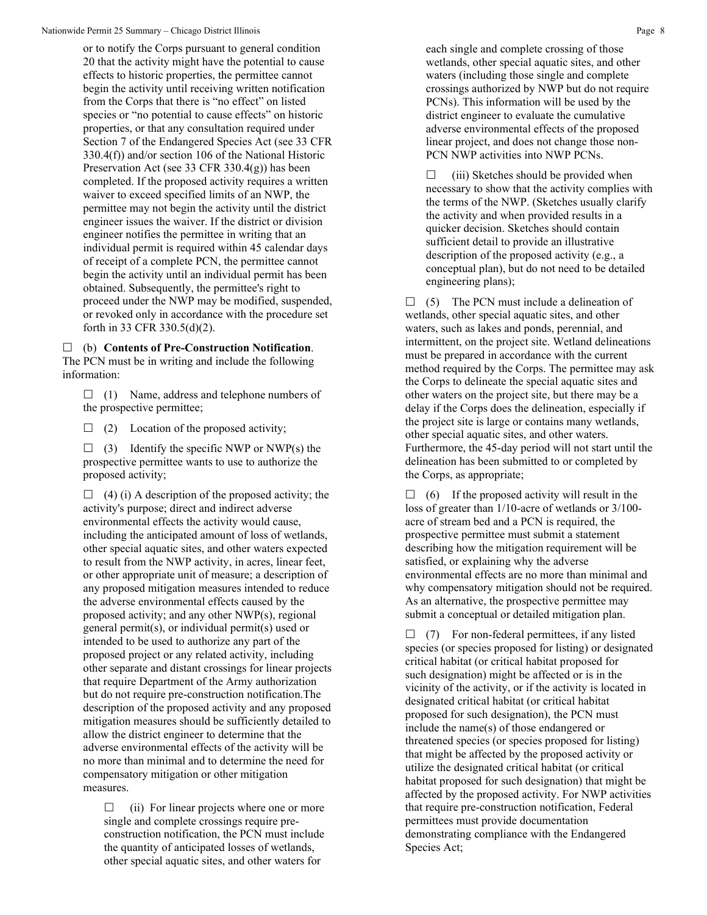or to notify the Corps pursuant to general condition 20 that the activity might have the potential to cause effects to historic properties, the permittee cannot begin the activity until receiving written notification from the Corps that there is "no effect" on listed species or "no potential to cause effects" on historic properties, or that any consultation required under Section 7 of the Endangered Species Act (see 33 CFR 330.4(f)) and/or section 106 of the National Historic Preservation Act (see 33 CFR 330.4(g)) has been completed. If the proposed activity requires a written waiver to exceed specified limits of an NWP, the permittee may not begin the activity until the district engineer issues the waiver. If the district or division engineer notifies the permittee in writing that an individual permit is required within 45 calendar days of receipt of a complete PCN, the permittee cannot begin the activity until an individual permit has been obtained. Subsequently, the permittee's right to proceed under the NWP may be modified, suspended, or revoked only in accordance with the procedure set forth in 33 CFR 330.5(d)(2).

☐ (b) **Contents of Pre-Construction Notification**. The PCN must be in writing and include the following information:

☐ (1) Name, address and telephone numbers of the prospective permittee;

☐ (2) Location of the proposed activity;

☐ (3) Identify the specific NWP or NWP(s) the prospective permittee wants to use to authorize the proposed activity;

☐ (4) (i) A description of the proposed activity; the activity's purpose; direct and indirect adverse environmental effects the activity would cause, including the anticipated amount of loss of wetlands, other special aquatic sites, and other waters expected to result from the NWP activity, in acres, linear feet, or other appropriate unit of measure; a description of any proposed mitigation measures intended to reduce the adverse environmental effects caused by the proposed activity; and any other NWP(s), regional general permit(s), or individual permit(s) used or intended to be used to authorize any part of the proposed project or any related activity, including other separate and distant crossings for linear projects that require Department of the Army authorization but do not require pre-construction notification.The description of the proposed activity and any proposed mitigation measures should be sufficiently detailed to allow the district engineer to determine that the adverse environmental effects of the activity will be no more than minimal and to determine the need for compensatory mitigation or other mitigation measures.

☐ (ii) For linear projects where one or more single and complete crossings require pre-construction notification, the PCN must include the quantity of anticipated losses of wetlands, other special aquatic sites, and other waters for each single and complete crossing of those wetlands, other special aquatic sites, and other waters (including those single and complete crossings authorized by NWP but do not require PCNs). This information will be used by the district engineer to evaluate the cumulative adverse environmental effects of the proposed linear project, and does not change those non-PCN NWP activities into NWP PCNs.

☐ (iii) Sketches should be provided when necessary to show that the activity complies with the terms of the NWP. (Sketches usually clarify the activity and when provided results in a quicker decision. Sketches should contain sufficient detail to provide an illustrative description of the proposed activity (e.g., a conceptual plan), but do not need to be detailed engineering plans);

☐ (5) The PCN must include a delineation of wetlands, other special aquatic sites, and other waters, such as lakes and ponds, perennial, and intermittent, on the project site. Wetland delineations must be prepared in accordance with the current method required by the Corps. The permittee may ask the Corps to delineate the special aquatic sites and other waters on the project site, but there may be a delay if the Corps does the delineation, especially if the project site is large or contains many wetlands, other special aquatic sites, and other waters. Furthermore, the 45-day period will not start until the delineation has been submitted to or completed by the Corps, as appropriate;

☐ (6) If the proposed activity will result in the loss of greater than 1/10-acre of wetlands or 3/100-acre of stream bed and a PCN is required, the prospective permittee must submit a statement describing how the mitigation requirement will be satisfied, or explaining why the adverse environmental effects are no more than minimal and why compensatory mitigation should not be required. As an alternative, the prospective permittee may submit a conceptual or detailed mitigation plan.

☐ (7) For non-federal permittees, if any listed species (or species proposed for listing) or designated critical habitat (or critical habitat proposed for such designation) might be affected or is in the vicinity of the activity, or if the activity is located in designated critical habitat (or critical habitat proposed for such designation), the PCN must include the name(s) of those endangered or threatened species (or species proposed for listing) that might be affected by the proposed activity or utilize the designated critical habitat (or critical habitat proposed for such designation) that might be affected by the proposed activity. For NWP activities that require pre-construction notification, Federal permittees must provide documentation demonstrating compliance with the Endangered Species Act;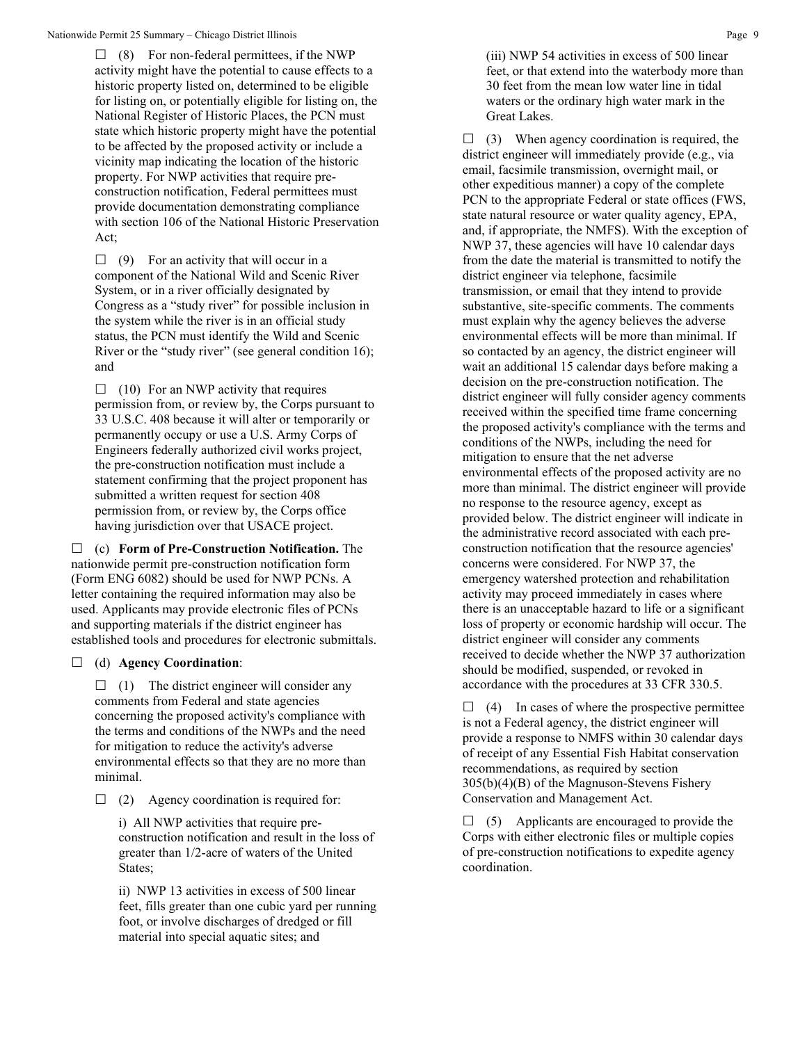☐ (8) For non-federal permittees, if the NWP activity might have the potential to cause effects to a historic property listed on, determined to be eligible for listing on, or potentially eligible for listing on, the National Register of Historic Places, the PCN must state which historic property might have the potential to be affected by the proposed activity or include a vicinity map indicating the location of the historic property. For NWP activities that require pre-construction notification, Federal permittees must provide documentation demonstrating compliance with section 106 of the National Historic Preservation Act;

☐ (9) For an activity that will occur in a component of the National Wild and Scenic River System, or in a river officially designated by Congress as a "study river" for possible inclusion in the system while the river is in an official study status, the PCN must identify the Wild and Scenic River or the "study river" (see general condition 16); and

☐ (10) For an NWP activity that requires permission from, or review by, the Corps pursuant to 33 U.S.C. 408 because it will alter or temporarily or permanently occupy or use a U.S. Army Corps of Engineers federally authorized civil works project, the pre-construction notification must include a statement confirming that the project proponent has submitted a written request for section 408 permission from, or review by, the Corps office having jurisdiction over that USACE project.

☐ (c) **Form of Pre-Construction Notification.** The nationwide permit pre-construction notification form (Form ENG 6082) should be used for NWP PCNs. A letter containing the required information may also be used. Applicants may provide electronic files of PCNs and supporting materials if the district engineer has established tools and procedures for electronic submittals.

☐ (d) **Agency Coordination**:

☐ (1) The district engineer will consider any comments from Federal and state agencies concerning the proposed activity's compliance with the terms and conditions of the NWPs and the need for mitigation to reduce the activity's adverse environmental effects so that they are no more than minimal.

☐ (2) Agency coordination is required for:

i) All NWP activities that require pre-construction notification and result in the loss of greater than 1/2-acre of waters of the United States;

ii) NWP 13 activities in excess of 500 linear feet, fills greater than one cubic yard per running foot, or involve discharges of dredged or fill material into special aquatic sites; and

(iii) NWP 54 activities in excess of 500 linear feet, or that extend into the waterbody more than 30 feet from the mean low water line in tidal waters or the ordinary high water mark in the Great Lakes.

☐ (3) When agency coordination is required, the district engineer will immediately provide (e.g., via email, facsimile transmission, overnight mail, or other expeditious manner) a copy of the complete PCN to the appropriate Federal or state offices (FWS, state natural resource or water quality agency, EPA, and, if appropriate, the NMFS). With the exception of NWP 37, these agencies will have 10 calendar days from the date the material is transmitted to notify the district engineer via telephone, facsimile transmission, or email that they intend to provide substantive, site-specific comments. The comments must explain why the agency believes the adverse environmental effects will be more than minimal. If so contacted by an agency, the district engineer will wait an additional 15 calendar days before making a decision on the pre-construction notification. The district engineer will fully consider agency comments received within the specified time frame concerning the proposed activity's compliance with the terms and conditions of the NWPs, including the need for mitigation to ensure that the net adverse environmental effects of the proposed activity are no more than minimal. The district engineer will provide no response to the resource agency, except as provided below. The district engineer will indicate in the administrative record associated with each pre-construction notification that the resource agencies' concerns were considered. For NWP 37, the emergency watershed protection and rehabilitation activity may proceed immediately in cases where there is an unacceptable hazard to life or a significant loss of property or economic hardship will occur. The district engineer will consider any comments received to decide whether the NWP 37 authorization should be modified, suspended, or revoked in accordance with the procedures at 33 CFR 330.5.

☐ (4) In cases of where the prospective permittee is not a Federal agency, the district engineer will provide a response to NMFS within 30 calendar days of receipt of any Essential Fish Habitat conservation recommendations, as required by section 305(b)(4)(B) of the Magnuson-Stevens Fishery Conservation and Management Act.

☐ (5) Applicants are encouraged to provide the Corps with either electronic files or multiple copies of pre-construction notifications to expedite agency coordination.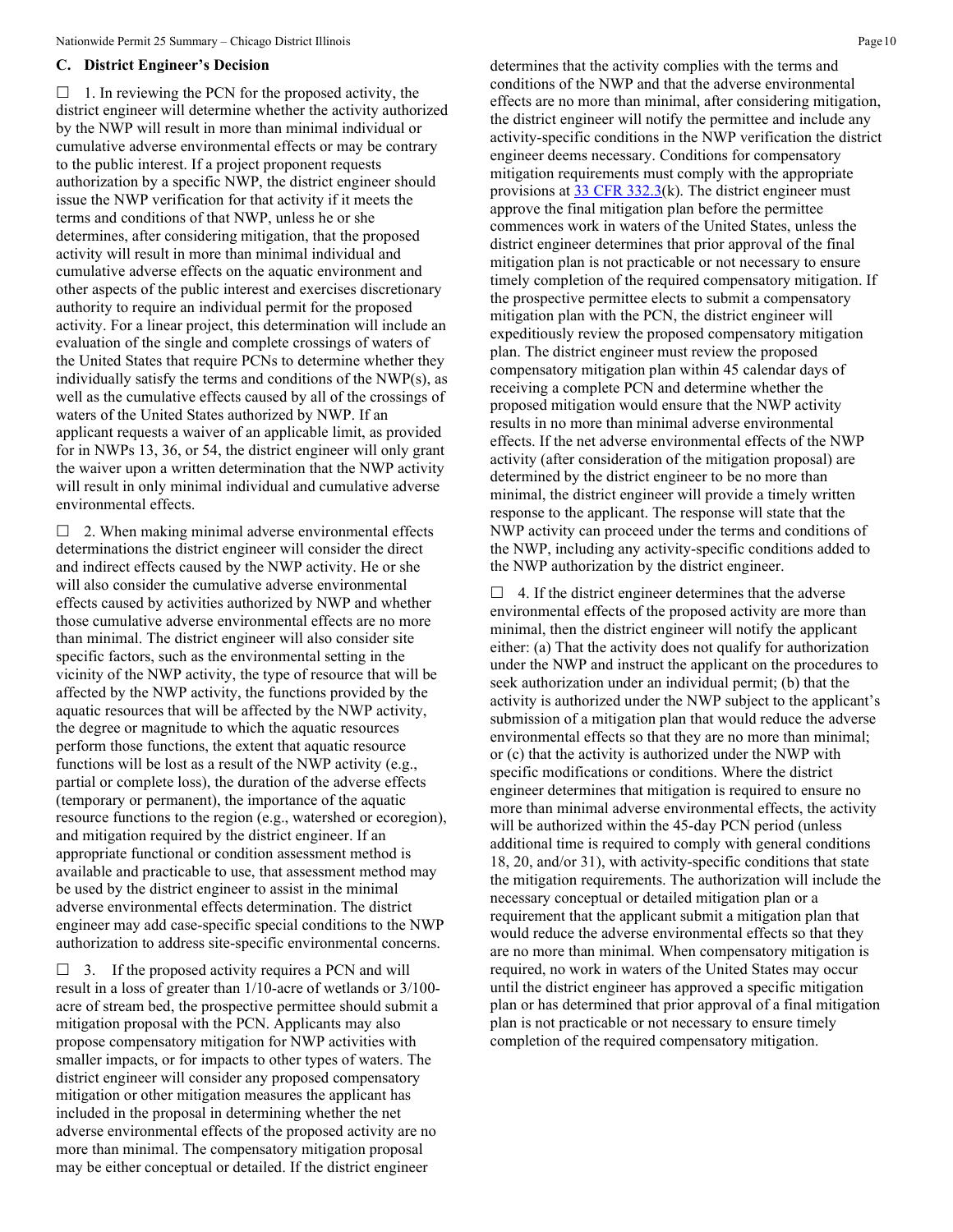## C. District Engineer's Decision

☐ 1. In reviewing the PCN for the proposed activity, the district engineer will determine whether the activity authorized by the NWP will result in more than minimal individual or cumulative adverse environmental effects or may be contrary to the public interest. If a project proponent requests authorization by a specific NWP, the district engineer should issue the NWP verification for that activity if it meets the terms and conditions of that NWP, unless he or she determines, after considering mitigation, that the proposed activity will result in more than minimal individual and cumulative adverse effects on the aquatic environment and other aspects of the public interest and exercises discretionary authority to require an individual permit for the proposed activity. For a linear project, this determination will include an evaluation of the single and complete crossings of waters of the United States that require PCNs to determine whether they individually satisfy the terms and conditions of the NWP(s), as well as the cumulative effects caused by all of the crossings of waters of the United States authorized by NWP. If an applicant requests a waiver of an applicable limit, as provided for in NWPs 13, 36, or 54, the district engineer will only grant the waiver upon a written determination that the NWP activity will result in only minimal individual and cumulative adverse environmental effects.

☐ 2. When making minimal adverse environmental effects determinations the district engineer will consider the direct and indirect effects caused by the NWP activity. He or she will also consider the cumulative adverse environmental effects caused by activities authorized by NWP and whether those cumulative adverse environmental effects are no more than minimal. The district engineer will also consider site specific factors, such as the environmental setting in the vicinity of the NWP activity, the type of resource that will be affected by the NWP activity, the functions provided by the aquatic resources that will be affected by the NWP activity, the degree or magnitude to which the aquatic resources perform those functions, the extent that aquatic resource functions will be lost as a result of the NWP activity (e.g., partial or complete loss), the duration of the adverse effects (temporary or permanent), the importance of the aquatic resource functions to the region (e.g., watershed or ecoregion), and mitigation required by the district engineer. If an appropriate functional or condition assessment method is available and practicable to use, that assessment method may be used by the district engineer to assist in the minimal adverse environmental effects determination. The district engineer may add case-specific special conditions to the NWP authorization to address site-specific environmental concerns.

☐ 3. If the proposed activity requires a PCN and will result in a loss of greater than 1/10-acre of wetlands or 3/100-acre of stream bed, the prospective permittee should submit a mitigation proposal with the PCN. Applicants may also propose compensatory mitigation for NWP activities with smaller impacts, or for impacts to other types of waters. The district engineer will consider any proposed compensatory mitigation or other mitigation measures the applicant has included in the proposal in determining whether the net adverse environmental effects of the proposed activity are no more than minimal. The compensatory mitigation proposal may be either conceptual or detailed. If the district engineer determines that the activity complies with the terms and conditions of the NWP and that the adverse environmental effects are no more than minimal, after considering mitigation, the district engineer will notify the permittee and include any activity-specific conditions in the NWP verification the district engineer deems necessary. Conditions for compensatory mitigation requirements must comply with the appropriate provisions at [33 CFR 332.3](k). The district engineer must approve the final mitigation plan before the permittee commences work in waters of the United States, unless the district engineer determines that prior approval of the final mitigation plan is not practicable or not necessary to ensure timely completion of the required compensatory mitigation. If the prospective permittee elects to submit a compensatory mitigation plan with the PCN, the district engineer will expeditiously review the proposed compensatory mitigation plan. The district engineer must review the proposed compensatory mitigation plan within 45 calendar days of receiving a complete PCN and determine whether the proposed mitigation would ensure that the NWP activity results in no more than minimal adverse environmental effects. If the net adverse environmental effects of the NWP activity (after consideration of the mitigation proposal) are determined by the district engineer to be no more than minimal, the district engineer will provide a timely written response to the applicant. The response will state that the NWP activity can proceed under the terms and conditions of the NWP, including any activity-specific conditions added to the NWP authorization by the district engineer.

☐ 4. If the district engineer determines that the adverse environmental effects of the proposed activity are more than minimal, then the district engineer will notify the applicant either: (a) That the activity does not qualify for authorization under the NWP and instruct the applicant on the procedures to seek authorization under an individual permit; (b) that the activity is authorized under the NWP subject to the applicant's submission of a mitigation plan that would reduce the adverse environmental effects so that they are no more than minimal; or (c) that the activity is authorized under the NWP with specific modifications or conditions. Where the district engineer determines that mitigation is required to ensure no more than minimal adverse environmental effects, the activity will be authorized within the 45-day PCN period (unless additional time is required to comply with general conditions 18, 20, and/or 31), with activity-specific conditions that state the mitigation requirements. The authorization will include the necessary conceptual or detailed mitigation plan or a requirement that the applicant submit a mitigation plan that would reduce the adverse environmental effects so that they are no more than minimal. When compensatory mitigation is required, no work in waters of the United States may occur until the district engineer has approved a specific mitigation plan or has determined that prior approval of a final mitigation plan is not practicable or not necessary to ensure timely completion of the required compensatory mitigation.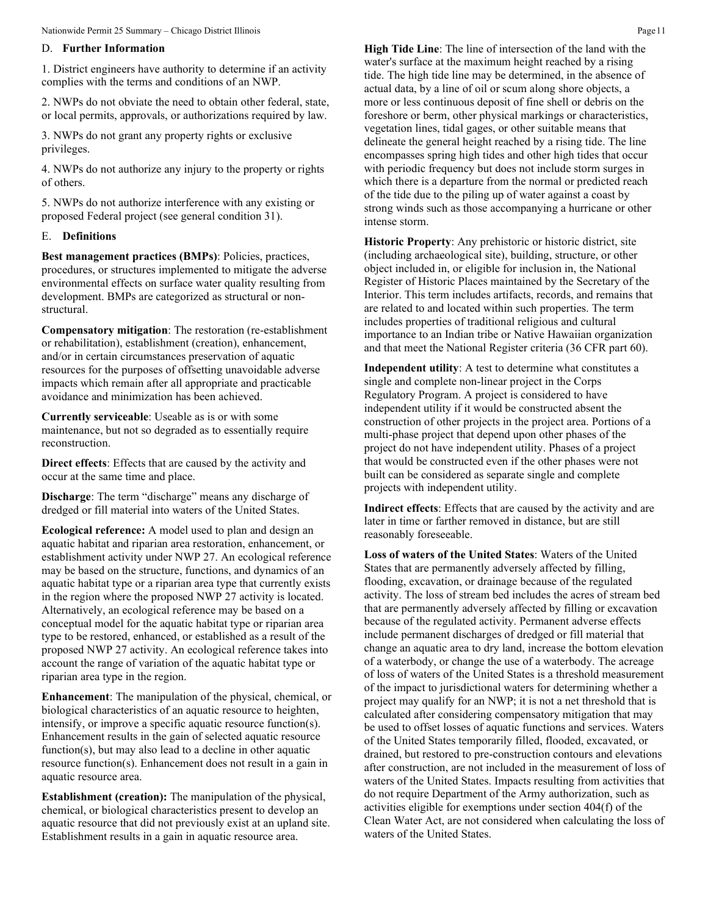## D. Further Information

1. District engineers have authority to determine if an activity complies with the terms and conditions of an NWP.

2. NWPs do not obviate the need to obtain other federal, state, or local permits, approvals, or authorizations required by law.

3. NWPs do not grant any property rights or exclusive privileges.

4. NWPs do not authorize any injury to the property or rights of others.

5. NWPs do not authorize interference with any existing or proposed Federal project (see general condition 31).

## E. Definitions

**Best management practices (BMPs)**: Policies, practices, procedures, or structures implemented to mitigate the adverse environmental effects on surface water quality resulting from development. BMPs are categorized as structural or non-structural.

**Compensatory mitigation**: The restoration (re-establishment or rehabilitation), establishment (creation), enhancement, and/or in certain circumstances preservation of aquatic resources for the purposes of offsetting unavoidable adverse impacts which remain after all appropriate and practicable avoidance and minimization has been achieved.

**Currently serviceable**: Useable as is or with some maintenance, but not so degraded as to essentially require reconstruction.

**Direct effects**: Effects that are caused by the activity and occur at the same time and place.

**Discharge**: The term "discharge" means any discharge of dredged or fill material into waters of the United States.

**Ecological reference:** A model used to plan and design an aquatic habitat and riparian area restoration, enhancement, or establishment activity under NWP 27. An ecological reference may be based on the structure, functions, and dynamics of an aquatic habitat type or a riparian area type that currently exists in the region where the proposed NWP 27 activity is located. Alternatively, an ecological reference may be based on a conceptual model for the aquatic habitat type or riparian area type to be restored, enhanced, or established as a result of the proposed NWP 27 activity. An ecological reference takes into account the range of variation of the aquatic habitat type or riparian area type in the region.

**Enhancement**: The manipulation of the physical, chemical, or biological characteristics of an aquatic resource to heighten, intensify, or improve a specific aquatic resource function(s). Enhancement results in the gain of selected aquatic resource function(s), but may also lead to a decline in other aquatic resource function(s). Enhancement does not result in a gain in aquatic resource area.

**Establishment (creation):** The manipulation of the physical, chemical, or biological characteristics present to develop an aquatic resource that did not previously exist at an upland site. Establishment results in a gain in aquatic resource area.

**High Tide Line**: The line of intersection of the land with the water's surface at the maximum height reached by a rising tide. The high tide line may be determined, in the absence of actual data, by a line of oil or scum along shore objects, a more or less continuous deposit of fine shell or debris on the foreshore or berm, other physical markings or characteristics, vegetation lines, tidal gages, or other suitable means that delineate the general height reached by a rising tide. The line encompasses spring high tides and other high tides that occur with periodic frequency but does not include storm surges in which there is a departure from the normal or predicted reach of the tide due to the piling up of water against a coast by strong winds such as those accompanying a hurricane or other intense storm.

**Historic Property**: Any prehistoric or historic district, site (including archaeological site), building, structure, or other object included in, or eligible for inclusion in, the National Register of Historic Places maintained by the Secretary of the Interior. This term includes artifacts, records, and remains that are related to and located within such properties. The term includes properties of traditional religious and cultural importance to an Indian tribe or Native Hawaiian organization and that meet the National Register criteria (36 CFR part 60).

**Independent utility**: A test to determine what constitutes a single and complete non-linear project in the Corps Regulatory Program. A project is considered to have independent utility if it would be constructed absent the construction of other projects in the project area. Portions of a multi-phase project that depend upon other phases of the project do not have independent utility. Phases of a project that would be constructed even if the other phases were not built can be considered as separate single and complete projects with independent utility.

**Indirect effects**: Effects that are caused by the activity and are later in time or farther removed in distance, but are still reasonably foreseeable.

**Loss of waters of the United States**: Waters of the United States that are permanently adversely affected by filling, flooding, excavation, or drainage because of the regulated activity. The loss of stream bed includes the acres of stream bed that are permanently adversely affected by filling or excavation because of the regulated activity. Permanent adverse effects include permanent discharges of dredged or fill material that change an aquatic area to dry land, increase the bottom elevation of a waterbody, or change the use of a waterbody. The acreage of loss of waters of the United States is a threshold measurement of the impact to jurisdictional waters for determining whether a project may qualify for an NWP; it is not a net threshold that is calculated after considering compensatory mitigation that may be used to offset losses of aquatic functions and services. Waters of the United States temporarily filled, flooded, excavated, or drained, but restored to pre-construction contours and elevations after construction, are not included in the measurement of loss of waters of the United States. Impacts resulting from activities that do not require Department of the Army authorization, such as activities eligible for exemptions under section 404(f) of the Clean Water Act, are not considered when calculating the loss of waters of the United States.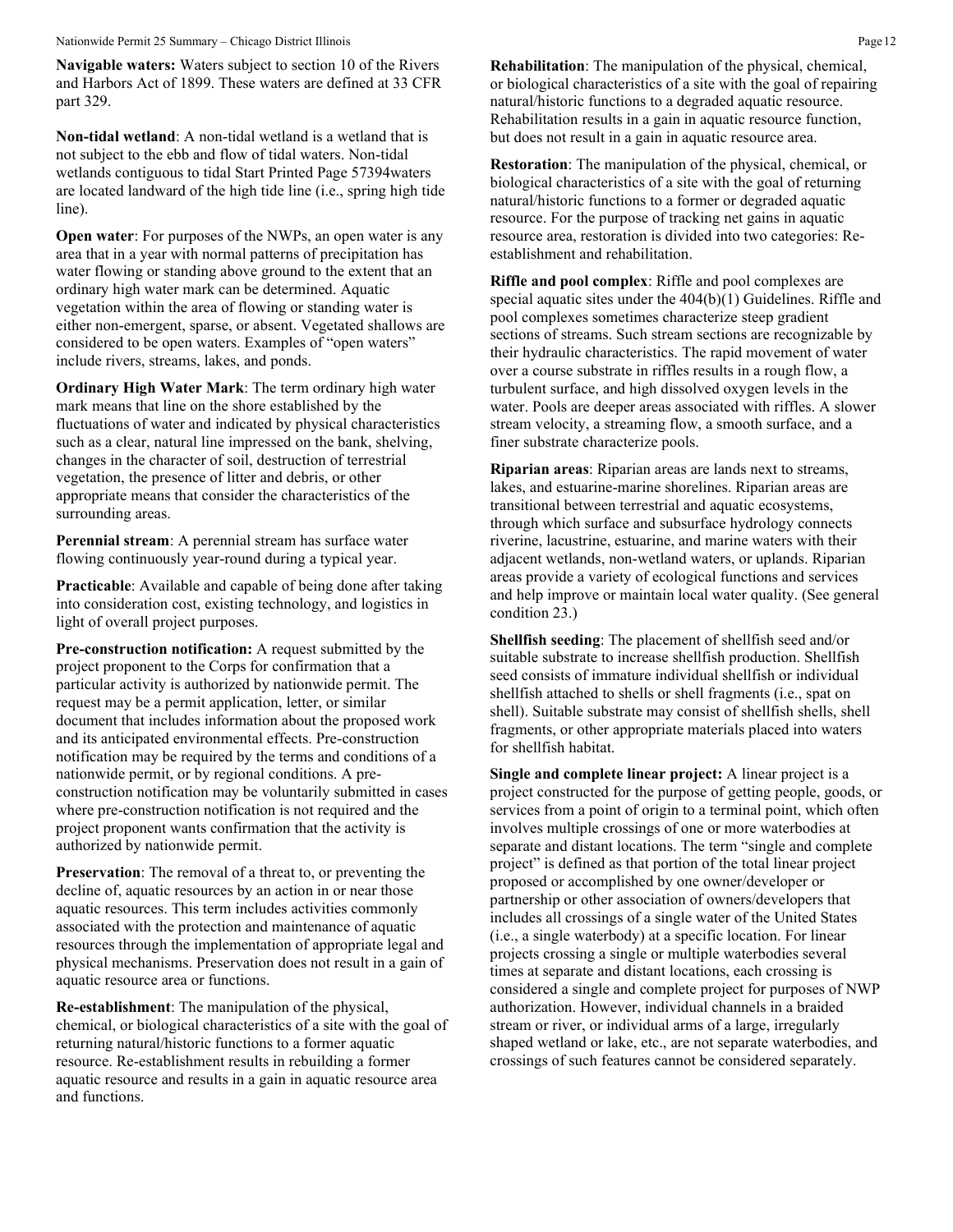**Navigable waters:** Waters subject to section 10 of the Rivers and Harbors Act of 1899. These waters are defined at 33 CFR part 329.

**Non-tidal wetland**: A non-tidal wetland is a wetland that is not subject to the ebb and flow of tidal waters. Non-tidal wetlands contiguous to tidal Start Printed Page 57394waters are located landward of the high tide line (i.e., spring high tide line).

**Open water**: For purposes of the NWPs, an open water is any area that in a year with normal patterns of precipitation has water flowing or standing above ground to the extent that an ordinary high water mark can be determined. Aquatic vegetation within the area of flowing or standing water is either non-emergent, sparse, or absent. Vegetated shallows are considered to be open waters. Examples of "open waters" include rivers, streams, lakes, and ponds.

**Ordinary High Water Mark**: The term ordinary high water mark means that line on the shore established by the fluctuations of water and indicated by physical characteristics such as a clear, natural line impressed on the bank, shelving, changes in the character of soil, destruction of terrestrial vegetation, the presence of litter and debris, or other appropriate means that consider the characteristics of the surrounding areas.

**Perennial stream**: A perennial stream has surface water flowing continuously year-round during a typical year.

**Practicable**: Available and capable of being done after taking into consideration cost, existing technology, and logistics in light of overall project purposes.

**Pre-construction notification:** A request submitted by the project proponent to the Corps for confirmation that a particular activity is authorized by nationwide permit. The request may be a permit application, letter, or similar document that includes information about the proposed work and its anticipated environmental effects. Pre-construction notification may be required by the terms and conditions of a nationwide permit, or by regional conditions. A pre-construction notification may be voluntarily submitted in cases where pre-construction notification is not required and the project proponent wants confirmation that the activity is authorized by nationwide permit.

**Preservation**: The removal of a threat to, or preventing the decline of, aquatic resources by an action in or near those aquatic resources. This term includes activities commonly associated with the protection and maintenance of aquatic resources through the implementation of appropriate legal and physical mechanisms. Preservation does not result in a gain of aquatic resource area or functions.

**Re-establishment**: The manipulation of the physical, chemical, or biological characteristics of a site with the goal of returning natural/historic functions to a former aquatic resource. Re-establishment results in rebuilding a former aquatic resource and results in a gain in aquatic resource area and functions.

**Rehabilitation**: The manipulation of the physical, chemical, or biological characteristics of a site with the goal of repairing natural/historic functions to a degraded aquatic resource. Rehabilitation results in a gain in aquatic resource function, but does not result in a gain in aquatic resource area.

**Restoration**: The manipulation of the physical, chemical, or biological characteristics of a site with the goal of returning natural/historic functions to a former or degraded aquatic resource. For the purpose of tracking net gains in aquatic resource area, restoration is divided into two categories: Re-establishment and rehabilitation.

**Riffle and pool complex**: Riffle and pool complexes are special aquatic sites under the 404(b)(1) Guidelines. Riffle and pool complexes sometimes characterize steep gradient sections of streams. Such stream sections are recognizable by their hydraulic characteristics. The rapid movement of water over a course substrate in riffles results in a rough flow, a turbulent surface, and high dissolved oxygen levels in the water. Pools are deeper areas associated with riffles. A slower stream velocity, a streaming flow, a smooth surface, and a finer substrate characterize pools.

**Riparian areas**: Riparian areas are lands next to streams, lakes, and estuarine-marine shorelines. Riparian areas are transitional between terrestrial and aquatic ecosystems, through which surface and subsurface hydrology connects riverine, lacustrine, estuarine, and marine waters with their adjacent wetlands, non-wetland waters, or uplands. Riparian areas provide a variety of ecological functions and services and help improve or maintain local water quality. (See general condition 23.)

**Shellfish seeding**: The placement of shellfish seed and/or suitable substrate to increase shellfish production. Shellfish seed consists of immature individual shellfish or individual shellfish attached to shells or shell fragments (i.e., spat on shell). Suitable substrate may consist of shellfish shells, shell fragments, or other appropriate materials placed into waters for shellfish habitat.

**Single and complete linear project:** A linear project is a project constructed for the purpose of getting people, goods, or services from a point of origin to a terminal point, which often involves multiple crossings of one or more waterbodies at separate and distant locations. The term "single and complete project" is defined as that portion of the total linear project proposed or accomplished by one owner/developer or partnership or other association of owners/developers that includes all crossings of a single water of the United States (i.e., a single waterbody) at a specific location. For linear projects crossing a single or multiple waterbodies several times at separate and distant locations, each crossing is considered a single and complete project for purposes of NWP authorization. However, individual channels in a braided stream or river, or individual arms of a large, irregularly shaped wetland or lake, etc., are not separate waterbodies, and crossings of such features cannot be considered separately.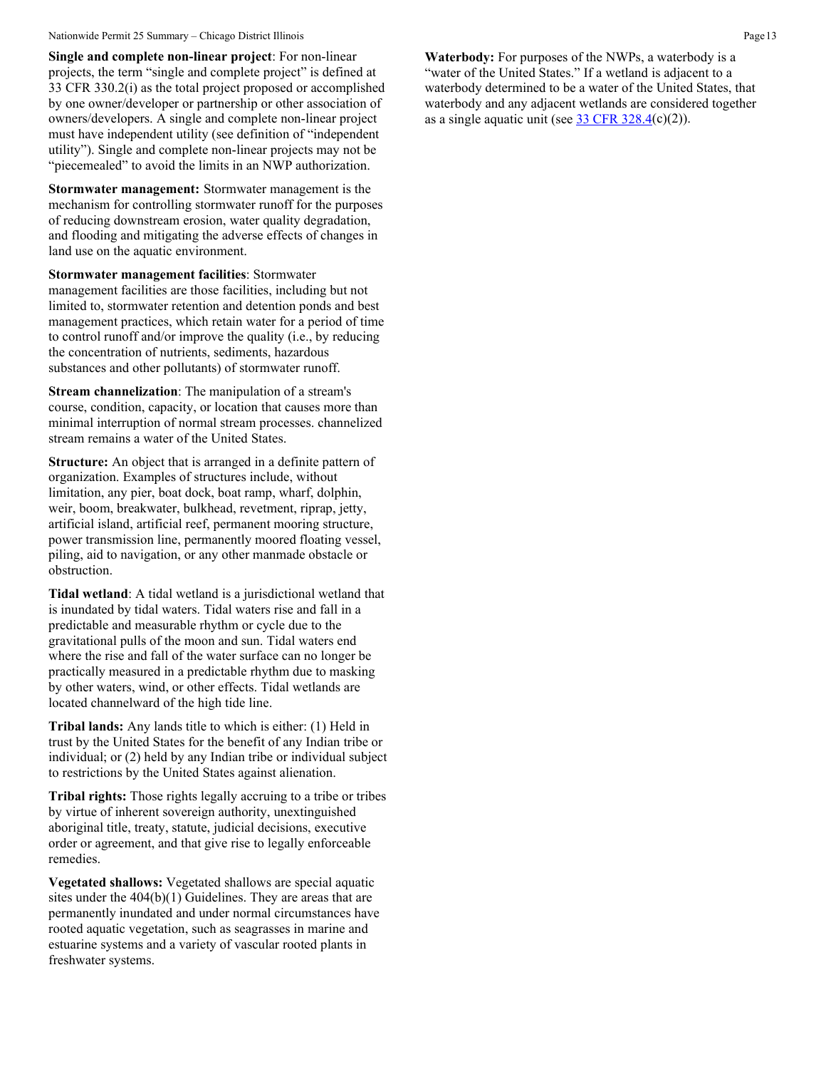**Single and complete non-linear project**: For non-linear projects, the term "single and complete project" is defined at 33 CFR 330.2(i) as the total project proposed or accomplished by one owner/developer or partnership or other association of owners/developers. A single and complete non-linear project must have independent utility (see definition of "independent utility"). Single and complete non-linear projects may not be "piecemealed" to avoid the limits in an NWP authorization.

**Stormwater management:** Stormwater management is the mechanism for controlling stormwater runoff for the purposes of reducing downstream erosion, water quality degradation, and flooding and mitigating the adverse effects of changes in land use on the aquatic environment.

**Stormwater management facilities**: Stormwater management facilities are those facilities, including but not limited to, stormwater retention and detention ponds and best management practices, which retain water for a period of time to control runoff and/or improve the quality (i.e., by reducing the concentration of nutrients, sediments, hazardous substances and other pollutants) of stormwater runoff.

**Stream channelization**: The manipulation of a stream's course, condition, capacity, or location that causes more than minimal interruption of normal stream processes. channelized stream remains a water of the United States.

**Structure:** An object that is arranged in a definite pattern of organization. Examples of structures include, without limitation, any pier, boat dock, boat ramp, wharf, dolphin, weir, boom, breakwater, bulkhead, revetment, riprap, jetty, artificial island, artificial reef, permanent mooring structure, power transmission line, permanently moored floating vessel, piling, aid to navigation, or any other manmade obstacle or obstruction.

**Tidal wetland**: A tidal wetland is a jurisdictional wetland that is inundated by tidal waters. Tidal waters rise and fall in a predictable and measurable rhythm or cycle due to the gravitational pulls of the moon and sun. Tidal waters end where the rise and fall of the water surface can no longer be practically measured in a predictable rhythm due to masking by other waters, wind, or other effects. Tidal wetlands are located channelward of the high tide line.

**Tribal lands:** Any lands title to which is either: (1) Held in trust by the United States for the benefit of any Indian tribe or individual; or (2) held by any Indian tribe or individual subject to restrictions by the United States against alienation.

**Tribal rights:** Those rights legally accruing to a tribe or tribes by virtue of inherent sovereign authority, unextinguished aboriginal title, treaty, statute, judicial decisions, executive order or agreement, and that give rise to legally enforceable remedies.

**Vegetated shallows:** Vegetated shallows are special aquatic sites under the 404(b)(1) Guidelines. They are areas that are permanently inundated and under normal circumstances have rooted aquatic vegetation, such as seagrasses in marine and estuarine systems and a variety of vascular rooted plants in freshwater systems.

**Waterbody:** For purposes of the NWPs, a waterbody is a "water of the United States." If a wetland is adjacent to a waterbody determined to be a water of the United States, that waterbody and any adjacent wetlands are considered together as a single aquatic unit (see 33 CFR 328.4(c)(2)).